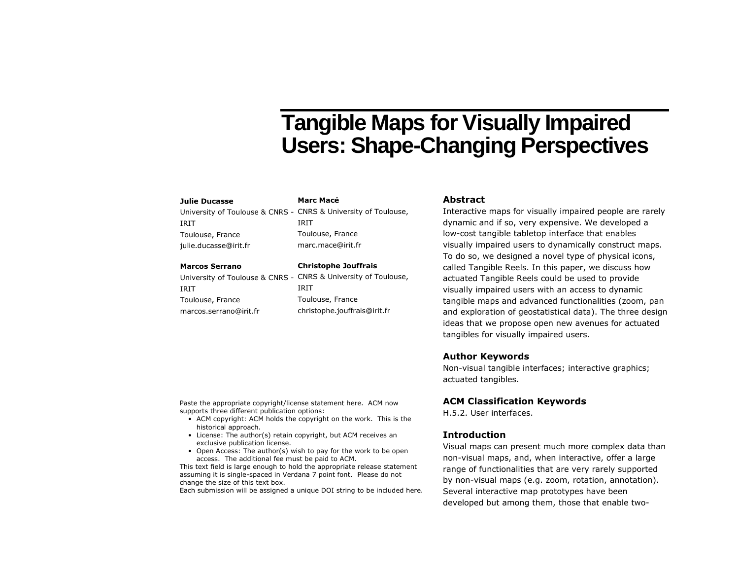# Tangible Maps for Visually Impaired Users: Shape-Changing Perspectives

**Julie Ducasse**
University of Toulouse & CNRS - IRIT
Toulouse, France
julie.ducasse@irit.fr

**Marc Macé**
CNRS & University of Toulouse, IRIT
Toulouse, France
marc.mace@irit.fr

**Marcos Serrano**
University of Toulouse & CNRS - IRIT
Toulouse, France
marcos.serrano@irit.fr

**Christophe Jouffrais**
CNRS & University of Toulouse, IRIT
Toulouse, France
christophe.jouffrais@irit.fr

Paste the appropriate copyright/license statement here. ACM now supports three different publication options:

- ACM copyright: ACM holds the copyright on the work. This is the historical approach.
- License: The author(s) retain copyright, but ACM receives an exclusive publication license.
- Open Access: The author(s) wish to pay for the work to be open access. The additional fee must be paid to ACM.

This text field is large enough to hold the appropriate release statement assuming it is single-spaced in Verdana 7 point font. Please do not change the size of this text box.
Each submission will be assigned a unique DOI string to be included here.

## Abstract

Interactive maps for visually impaired people are rarely dynamic and if so, very expensive. We developed a low-cost tangible tabletop interface that enables visually impaired users to dynamically construct maps. To do so, we designed a novel type of physical icons, called Tangible Reels. In this paper, we discuss how actuated Tangible Reels could be used to provide visually impaired users with an access to dynamic tangible maps and advanced functionalities (zoom, pan and exploration of geostatistical data). The three design ideas that we propose open new avenues for actuated tangibles for visually impaired users.

## Author Keywords

Non-visual tangible interfaces; interactive graphics; actuated tangibles.

## ACM Classification Keywords

H.5.2. User interfaces.

## Introduction

Visual maps can present much more complex data than non-visual maps, and, when interactive, offer a large range of functionalities that are very rarely supported by non-visual maps (e.g. zoom, rotation, annotation). Several interactive map prototypes have been developed but among them, those that enable two-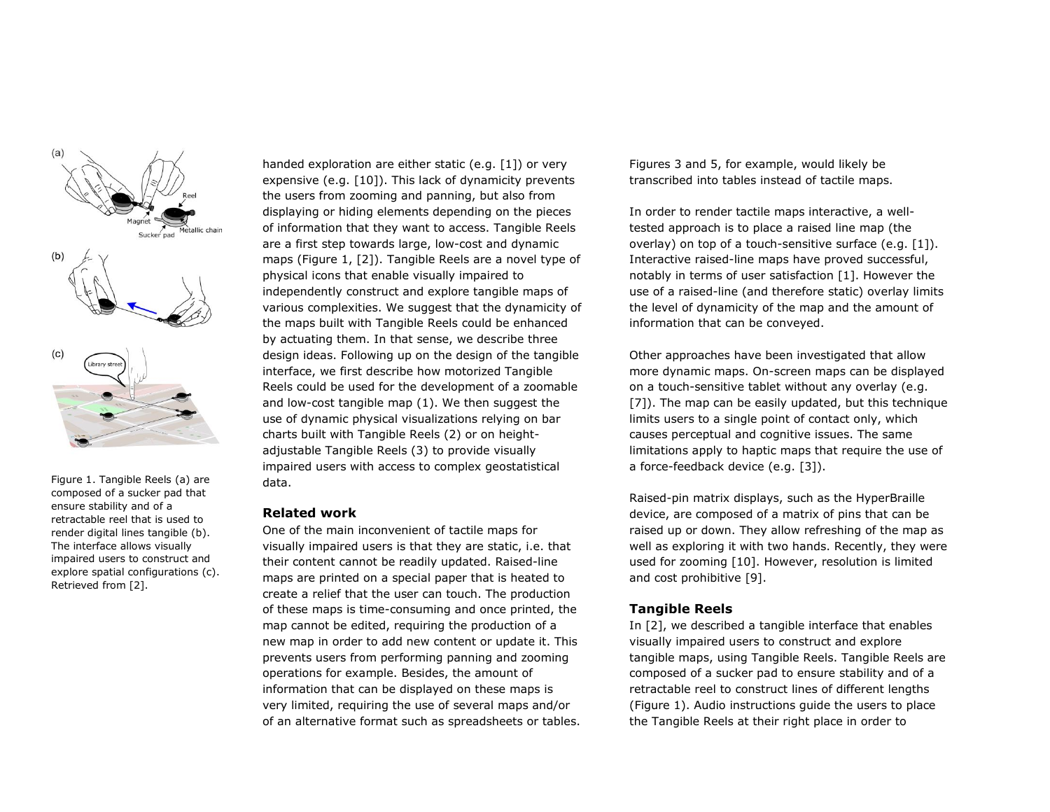Figure 1. Tangible Reels (a) are composed of a sucker pad that ensure stability and of a retractable reel that is used to render digital lines tangible (b). The interface allows visually impaired users to construct and explore spatial configurations (c). Retrieved from [2].

handed exploration are either static (e.g. [1]) or very expensive (e.g. [10]). This lack of dynamicity prevents the users from zooming and panning, but also from displaying or hiding elements depending on the pieces of information that they want to access. Tangible Reels are a first step towards large, low-cost and dynamic maps (Figure 1, [2]). Tangible Reels are a novel type of physical icons that enable visually impaired to independently construct and explore tangible maps of various complexities. We suggest that the dynamicity of the maps built with Tangible Reels could be enhanced by actuating them. In that sense, we describe three design ideas. Following up on the design of the tangible interface, we first describe how motorized Tangible Reels could be used for the development of a zoomable and low-cost tangible map (1). We then suggest the use of dynamic physical visualizations relying on bar charts built with Tangible Reels (2) or on height-adjustable Tangible Reels (3) to provide visually impaired users with access to complex geostatistical data.

## Related work

One of the main inconvenient of tactile maps for visually impaired users is that they are static, i.e. that their content cannot be readily updated. Raised-line maps are printed on a special paper that is heated to create a relief that the user can touch. The production of these maps is time-consuming and once printed, the map cannot be edited, requiring the production of a new map in order to add new content or update it. This prevents users from performing panning and zooming operations for example. Besides, the amount of information that can be displayed on these maps is very limited, requiring the use of several maps and/or of an alternative format such as spreadsheets or tables. Figures 3 and 5, for example, would likely be transcribed into tables instead of tactile maps.

In order to render tactile maps interactive, a well-tested approach is to place a raised line map (the overlay) on top of a touch-sensitive surface (e.g. [1]). Interactive raised-line maps have proved successful, notably in terms of user satisfaction [1]. However the use of a raised-line (and therefore static) overlay limits the level of dynamicity of the map and the amount of information that can be conveyed.

Other approaches have been investigated that allow more dynamic maps. On-screen maps can be displayed on a touch-sensitive tablet without any overlay (e.g. [7]). The map can be easily updated, but this technique limits users to a single point of contact only, which causes perceptual and cognitive issues. The same limitations apply to haptic maps that require the use of a force-feedback device (e.g. [3]).

Raised-pin matrix displays, such as the HyperBraille device, are composed of a matrix of pins that can be raised up or down. They allow refreshing of the map as well as exploring it with two hands. Recently, they were used for zooming [10]. However, resolution is limited and cost prohibitive [9].

## Tangible Reels

In [2], we described a tangible interface that enables visually impaired users to construct and explore tangible maps, using Tangible Reels. Tangible Reels are composed of a sucker pad to ensure stability and of a retractable reel to construct lines of different lengths (Figure 1). Audio instructions guide the users to place the Tangible Reels at their right place in order to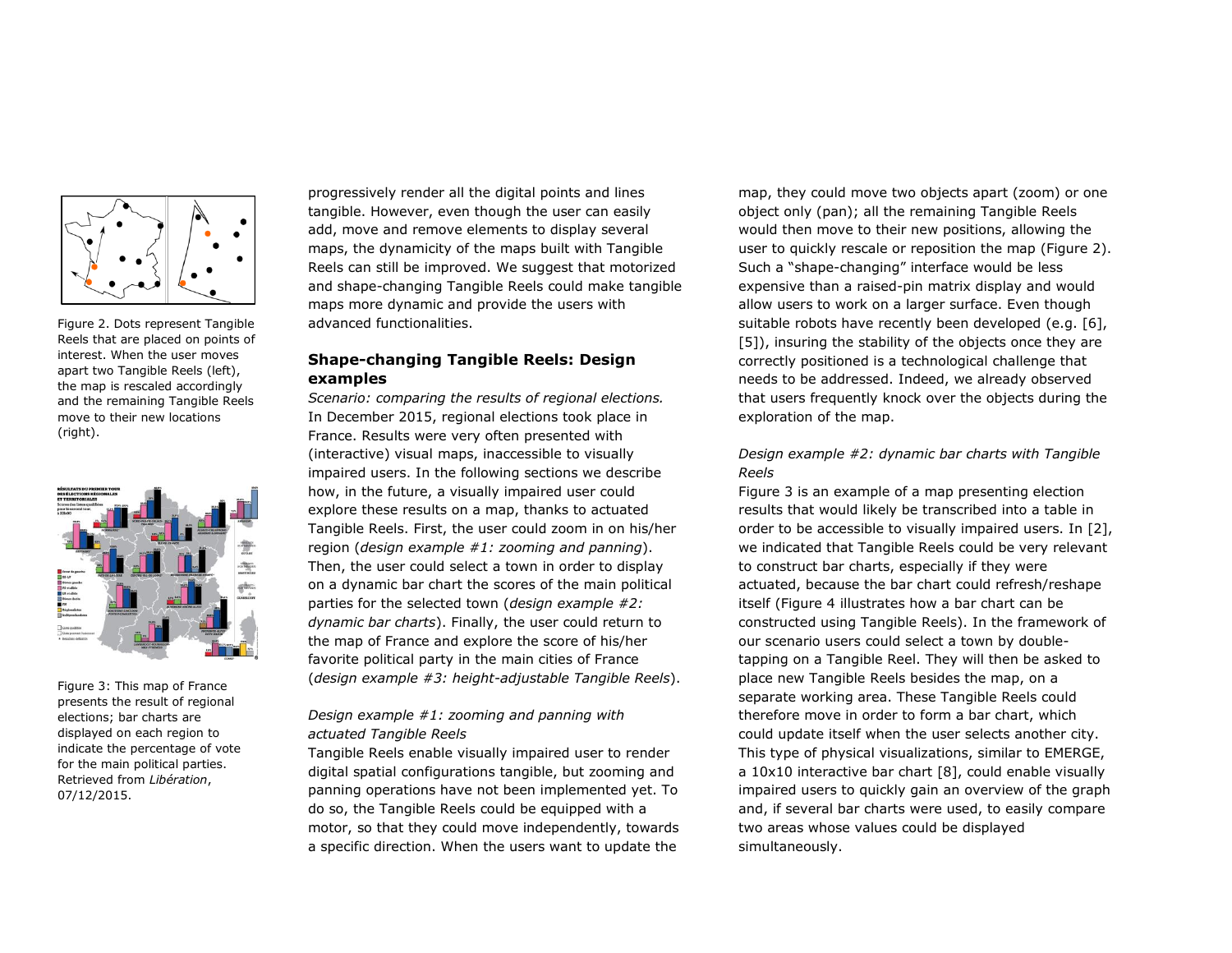Figure 2. Dots represent Tangible Reels that are placed on points of interest. When the user moves apart two Tangible Reels (left), the map is rescaled accordingly and the remaining Tangible Reels move to their new locations (right).

Figure 3: This map of France presents the result of regional elections; bar charts are displayed on each region to indicate the percentage of vote for the main political parties. Retrieved from *Libération*, 07/12/2015.

progressively render all the digital points and lines tangible. However, even though the user can easily add, move and remove elements to display several maps, the dynamicity of the maps built with Tangible Reels can still be improved. We suggest that motorized and shape-changing Tangible Reels could make tangible maps more dynamic and provide the users with advanced functionalities.

## Shape-changing Tangible Reels: Design examples

*Scenario: comparing the results of regional elections.* In December 2015, regional elections took place in France. Results were very often presented with (interactive) visual maps, inaccessible to visually impaired users. In the following sections we describe how, in the future, a visually impaired user could explore these results on a map, thanks to actuated Tangible Reels. First, the user could zoom in on his/her region (*design example #1: zooming and panning*). Then, the user could select a town in order to display on a dynamic bar chart the scores of the main political parties for the selected town (*design example #2: dynamic bar charts*). Finally, the user could return to the map of France and explore the score of his/her favorite political party in the main cities of France (*design example #3: height-adjustable Tangible Reels*).

### *Design example #1: zooming and panning with actuated Tangible Reels*

Tangible Reels enable visually impaired user to render digital spatial configurations tangible, but zooming and panning operations have not been implemented yet. To do so, the Tangible Reels could be equipped with a motor, so that they could move independently, towards a specific direction. When the users want to update the map, they could move two objects apart (zoom) or one object only (pan); all the remaining Tangible Reels would then move to their new positions, allowing the user to quickly rescale or reposition the map (Figure 2). Such a "shape-changing" interface would be less expensive than a raised-pin matrix display and would allow users to work on a larger surface. Even though suitable robots have recently been developed (e.g. [6], [5]), insuring the stability of the objects once they are correctly positioned is a technological challenge that needs to be addressed. Indeed, we already observed that users frequently knock over the objects during the exploration of the map.

### *Design example #2: dynamic bar charts with Tangible Reels*

Figure 3 is an example of a map presenting election results that would likely be transcribed into a table in order to be accessible to visually impaired users. In [2], we indicated that Tangible Reels could be very relevant to construct bar charts, especially if they were actuated, because the bar chart could refresh/reshape itself (Figure 4 illustrates how a bar chart can be constructed using Tangible Reels). In the framework of our scenario users could select a town by double-tapping on a Tangible Reel. They will then be asked to place new Tangible Reels besides the map, on a separate working area. These Tangible Reels could therefore move in order to form a bar chart, which could update itself when the user selects another city. This type of physical visualizations, similar to EMERGE, a 10x10 interactive bar chart [8], could enable visually impaired users to quickly gain an overview of the graph and, if several bar charts were used, to easily compare two areas whose values could be displayed simultaneously.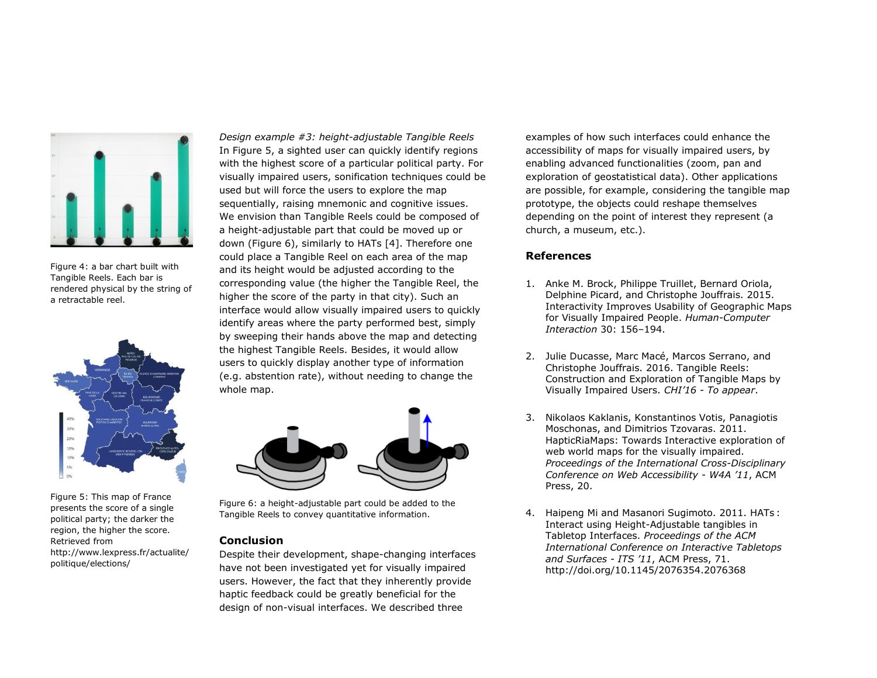Figure 4: a bar chart built with Tangible Reels. Each bar is rendered physical by the string of a retractable reel.

Figure 5: This map of France presents the score of a single political party; the darker the region, the higher the score. Retrieved from http://www.lexpress.fr/actualite/politique/elections/

*Design example #3: height-adjustable Tangible Reels*

In Figure 5, a sighted user can quickly identify regions with the highest score of a particular political party. For visually impaired users, sonification techniques could be used but will force the users to explore the map sequentially, raising mnemonic and cognitive issues. We envision than Tangible Reels could be composed of a height-adjustable part that could be moved up or down (Figure 6), similarly to HATs [4]. Therefore one could place a Tangible Reel on each area of the map and its height would be adjusted according to the corresponding value (the higher the Tangible Reel, the higher the score of the party in that city). Such an interface would allow visually impaired users to quickly identify areas where the party performed best, simply by sweeping their hands above the map and detecting the highest Tangible Reels. Besides, it would allow users to quickly display another type of information (e.g. abstention rate), without needing to change the whole map.

Figure 6: a height-adjustable part could be added to the Tangible Reels to convey quantitative information.

## Conclusion

Despite their development, shape-changing interfaces have not been investigated yet for visually impaired users. However, the fact that they inherently provide haptic feedback could be greatly beneficial for the design of non-visual interfaces. We described three examples of how such interfaces could enhance the accessibility of maps for visually impaired users, by enabling advanced functionalities (zoom, pan and exploration of geostatistical data). Other applications are possible, for example, considering the tangible map prototype, the objects could reshape themselves depending on the point of interest they represent (a church, a museum, etc.).

## References

1. Anke M. Brock, Philippe Truillet, Bernard Oriola, Delphine Picard, and Christophe Jouffrais. 2015. Interactivity Improves Usability of Geographic Maps for Visually Impaired People. *Human-Computer Interaction* 30: 156–194.

2. Julie Ducasse, Marc Macé, Marcos Serrano, and Christophe Jouffrais. 2016. Tangible Reels: Construction and Exploration of Tangible Maps by Visually Impaired Users. *CHI'16 - To appear*.

3. Nikolaos Kaklanis, Konstantinos Votis, Panagiotis Moschonas, and Dimitrios Tzovaras. 2011. HapticRiaMaps: Towards Interactive exploration of web world maps for the visually impaired. *Proceedings of the International Cross-Disciplinary Conference on Web Accessibility - W4A '11*, ACM Press, 20.

4. Haipeng Mi and Masanori Sugimoto. 2011. HATs : Interact using Height-Adjustable tangibles in Tabletop Interfaces. *Proceedings of the ACM International Conference on Interactive Tabletops and Surfaces - ITS '11*, ACM Press, 71. http://doi.org/10.1145/2076354.2076368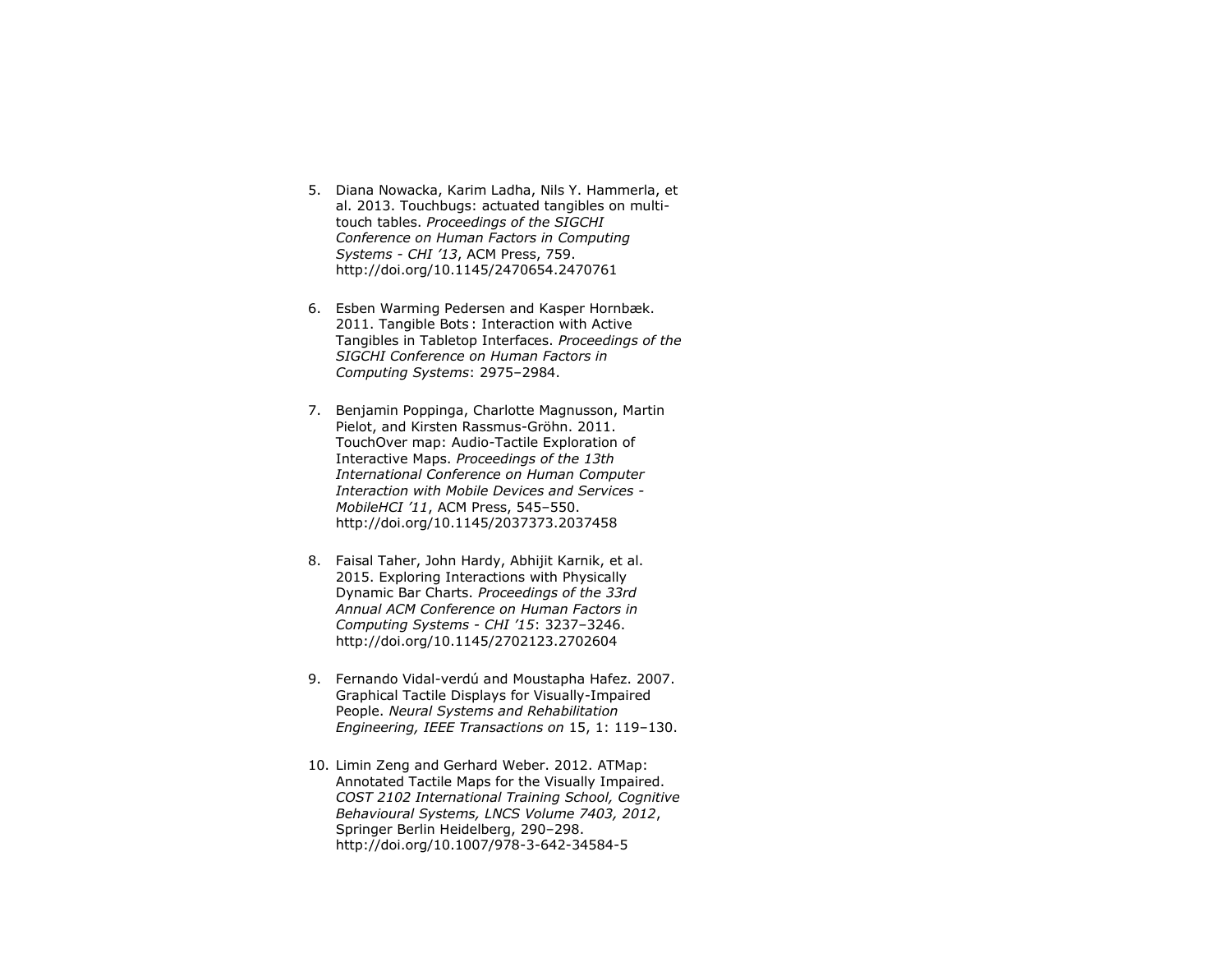5. Diana Nowacka, Karim Ladha, Nils Y. Hammerla, et al. 2013. Touchbugs: actuated tangibles on multi-touch tables. *Proceedings of the SIGCHI Conference on Human Factors in Computing Systems - CHI '13*, ACM Press, 759. http://doi.org/10.1145/2470654.2470761

6. Esben Warming Pedersen and Kasper Hornbæk. 2011. Tangible Bots : Interaction with Active Tangibles in Tabletop Interfaces. *Proceedings of the SIGCHI Conference on Human Factors in Computing Systems*: 2975–2984.

7. Benjamin Poppinga, Charlotte Magnusson, Martin Pielot, and Kirsten Rassmus-Gröhn. 2011. TouchOver map: Audio-Tactile Exploration of Interactive Maps. *Proceedings of the 13th International Conference on Human Computer Interaction with Mobile Devices and Services - MobileHCI '11*, ACM Press, 545–550. http://doi.org/10.1145/2037373.2037458

8. Faisal Taher, John Hardy, Abhijit Karnik, et al. 2015. Exploring Interactions with Physically Dynamic Bar Charts. *Proceedings of the 33rd Annual ACM Conference on Human Factors in Computing Systems - CHI '15*: 3237–3246. http://doi.org/10.1145/2702123.2702604

9. Fernando Vidal-verdú and Moustapha Hafez. 2007. Graphical Tactile Displays for Visually-Impaired People. *Neural Systems and Rehabilitation Engineering, IEEE Transactions on* 15, 1: 119–130.

10. Limin Zeng and Gerhard Weber. 2012. ATMap: Annotated Tactile Maps for the Visually Impaired. *COST 2102 International Training School, Cognitive Behavioural Systems, LNCS Volume 7403, 2012*, Springer Berlin Heidelberg, 290–298. http://doi.org/10.1007/978-3-642-34584-5